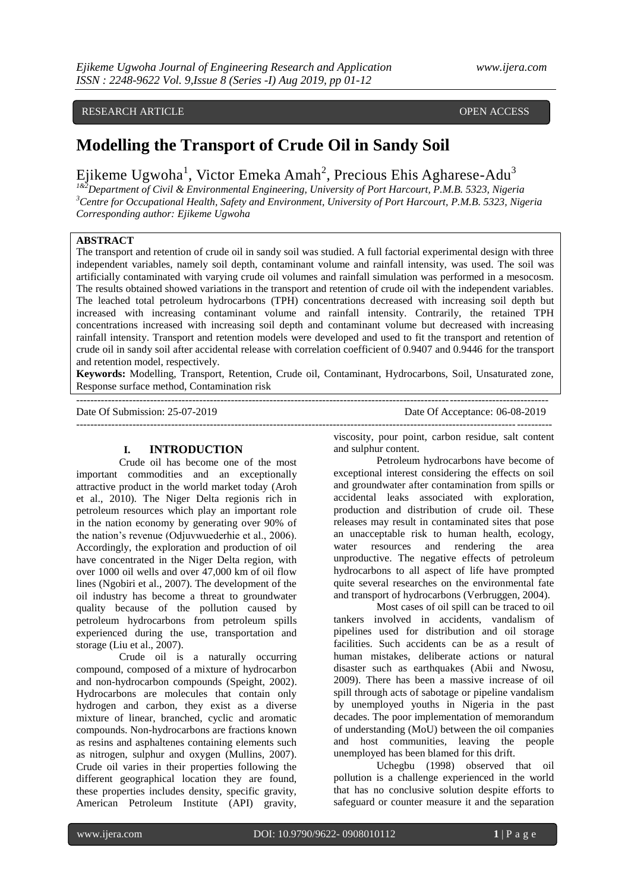RESEARCH ARTICLE OPEN ACCESS

# Modelling the Transport of Crude Oil in Sandy Soil

Ejikeme Ugwoha[1], Victor Emeka Amah[2], Precious Ehis Agharese-Adu[3]

[1&2]Department of Civil & Environmental Engineering, University of Port Harcourt, P.M.B. 5323, Nigeria
[3]Centre for Occupational Health, Safety and Environment, University of Port Harcourt, P.M.B. 5323, Nigeria
Corresponding author: Ejikeme Ugwoha

**ABSTRACT**

The transport and retention of crude oil in sandy soil was studied. A full factorial experimental design with three independent variables, namely soil depth, contaminant volume and rainfall intensity, was used. The soil was artificially contaminated with varying crude oil volumes and rainfall simulation was performed in a mesocosm. The results obtained showed variations in the transport and retention of crude oil with the independent variables. The leached total petroleum hydrocarbons (TPH) concentrations decreased with increasing soil depth but increased with increasing contaminant volume and rainfall intensity. Contrarily, the retained TPH concentrations increased with increasing soil depth and contaminant volume but decreased with increasing rainfall intensity. Transport and retention models were developed and used to fit the transport and retention of crude oil in sandy soil after accidental release with correlation coefficient of 0.9407 and 0.9446 for the transport and retention model, respectively.

**Keywords:** Modelling, Transport, Retention, Crude oil, Contaminant, Hydrocarbons, Soil, Unsaturated zone, Response surface method, Contamination risk

---

Date Of Submission: 25-07-2019 Date Of Acceptance: 06-08-2019

---

## I. INTRODUCTION

Crude oil has become one of the most important commodities and an exceptionally attractive product in the world market today (Aroh et al., 2010). The Niger Delta regionis rich in petroleum resources which play an important role in the nation economy by generating over 90% of the nation's revenue (Odjuvwuederhie et al., 2006). Accordingly, the exploration and production of oil have concentrated in the Niger Delta region, with over 1000 oil wells and over 47,000 km of oil flow lines (Ngobiri et al., 2007). The development of the oil industry has become a threat to groundwater quality because of the pollution caused by petroleum hydrocarbons from petroleum spills experienced during the use, transportation and storage (Liu et al., 2007).

Crude oil is a naturally occurring compound, composed of a mixture of hydrocarbon and non-hydrocarbon compounds (Speight, 2002). Hydrocarbons are molecules that contain only hydrogen and carbon, they exist as a diverse mixture of linear, branched, cyclic and aromatic compounds. Non-hydrocarbons are fractions known as resins and asphaltenes containing elements such as nitrogen, sulphur and oxygen (Mullins, 2007). Crude oil varies in their properties following the different geographical location they are found, these properties includes density, specific gravity, American Petroleum Institute (API) gravity, viscosity, pour point, carbon residue, salt content and sulphur content.

Petroleum hydrocarbons have become of exceptional interest considering the effects on soil and groundwater after contamination from spills or accidental leaks associated with exploration, production and distribution of crude oil. These releases may result in contaminated sites that pose an unacceptable risk to human health, ecology, water resources and rendering the area unproductive. The negative effects of petroleum hydrocarbons to all aspect of life have prompted quite several researches on the environmental fate and transport of hydrocarbons (Verbruggen, 2004).

Most cases of oil spill can be traced to oil tankers involved in accidents, vandalism of pipelines used for distribution and oil storage facilities. Such accidents can be as a result of human mistakes, deliberate actions or natural disaster such as earthquakes (Abii and Nwosu, 2009). There has been a massive increase of oil spill through acts of sabotage or pipeline vandalism by unemployed youths in Nigeria in the past decades. The poor implementation of memorandum of understanding (MoU) between the oil companies and host communities, leaving the people unemployed has been blamed for this drift.

Uchegbu (1998) observed that oil pollution is a challenge experienced in the world that has no conclusive solution despite efforts to safeguard or counter measure it and the separation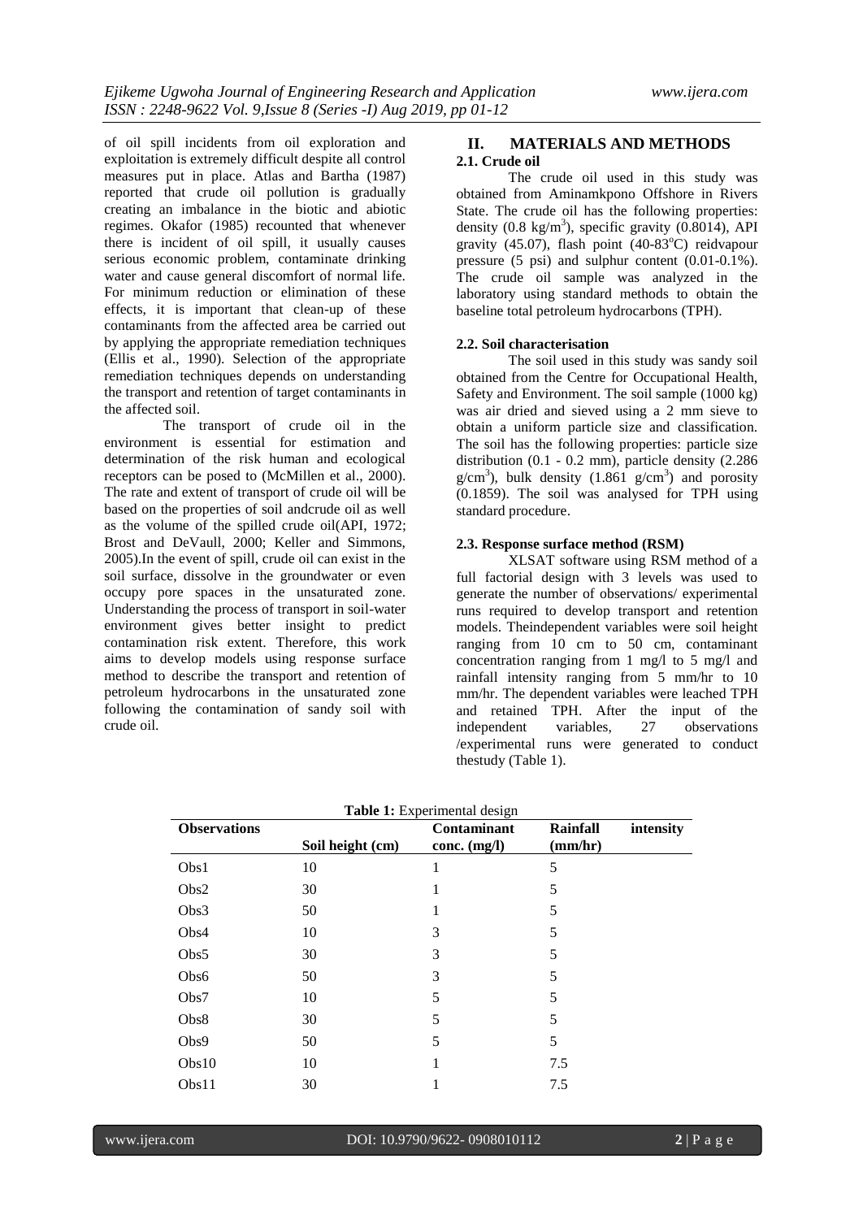of oil spill incidents from oil exploration and exploitation is extremely difficult despite all control measures put in place. Atlas and Bartha (1987) reported that crude oil pollution is gradually creating an imbalance in the biotic and abiotic regimes. Okafor (1985) recounted that whenever there is incident of oil spill, it usually causes serious economic problem, contaminate drinking water and cause general discomfort of normal life. For minimum reduction or elimination of these effects, it is important that clean-up of these contaminants from the affected area be carried out by applying the appropriate remediation techniques (Ellis et al., 1990). Selection of the appropriate remediation techniques depends on understanding the transport and retention of target contaminants in the affected soil.

The transport of crude oil in the environment is essential for estimation and determination of the risk human and ecological receptors can be posed to (McMillen et al., 2000). The rate and extent of transport of crude oil will be based on the properties of soil andcrude oil as well as the volume of the spilled crude oil(API, 1972; Brost and DeVaull, 2000; Keller and Simmons, 2005).In the event of spill, crude oil can exist in the soil surface, dissolve in the groundwater or even occupy pore spaces in the unsaturated zone. Understanding the process of transport in soil-water environment gives better insight to predict contamination risk extent. Therefore, this work aims to develop models using response surface method to describe the transport and retention of petroleum hydrocarbons in the unsaturated zone following the contamination of sandy soil with crude oil.

## II. MATERIALS AND METHODS

### 2.1. Crude oil

The crude oil used in this study was obtained from Aminamkpono Offshore in Rivers State. The crude oil has the following properties: density (0.8 kg/m$^3$), specific gravity (0.8014), API gravity (45.07), flash point (40-83$^o$C) reidvapour pressure (5 psi) and sulphur content (0.01-0.1%). The crude oil sample was analyzed in the laboratory using standard methods to obtain the baseline total petroleum hydrocarbons (TPH).

### 2.2. Soil characterisation

The soil used in this study was sandy soil obtained from the Centre for Occupational Health, Safety and Environment. The soil sample (1000 kg) was air dried and sieved using a 2 mm sieve to obtain a uniform particle size and classification. The soil has the following properties: particle size distribution (0.1 - 0.2 mm), particle density (2.286 g/cm$^3$), bulk density (1.861 g/cm$^3$) and porosity (0.1859). The soil was analysed for TPH using standard procedure.

### 2.3. Response surface method (RSM)

XLSAT software using RSM method of a full factorial design with 3 levels was used to generate the number of observations/ experimental runs required to develop transport and retention models. Theindependent variables were soil height ranging from 10 cm to 50 cm, contaminant concentration ranging from 1 mg/l to 5 mg/l and rainfall intensity ranging from 5 mm/hr to 10 mm/hr. The dependent variables were leached TPH and retained TPH. After the input of the independent variables, 27 observations /experimental runs were generated to conduct thestudy (Table 1).

**Table 1:** Experimental design

| Observations | Soil height (cm) | Contaminant conc. (mg/l) | Rainfall intensity (mm/hr) |
|---|---|---|---|
| Obs1 | 10 | 1 | 5 |
| Obs2 | 30 | 1 | 5 |
| Obs3 | 50 | 1 | 5 |
| Obs4 | 10 | 3 | 5 |
| Obs5 | 30 | 3 | 5 |
| Obs6 | 50 | 3 | 5 |
| Obs7 | 10 | 5 | 5 |
| Obs8 | 30 | 5 | 5 |
| Obs9 | 50 | 5 | 5 |
| Obs10 | 10 | 1 | 7.5 |
| Obs11 | 30 | 1 | 7.5 |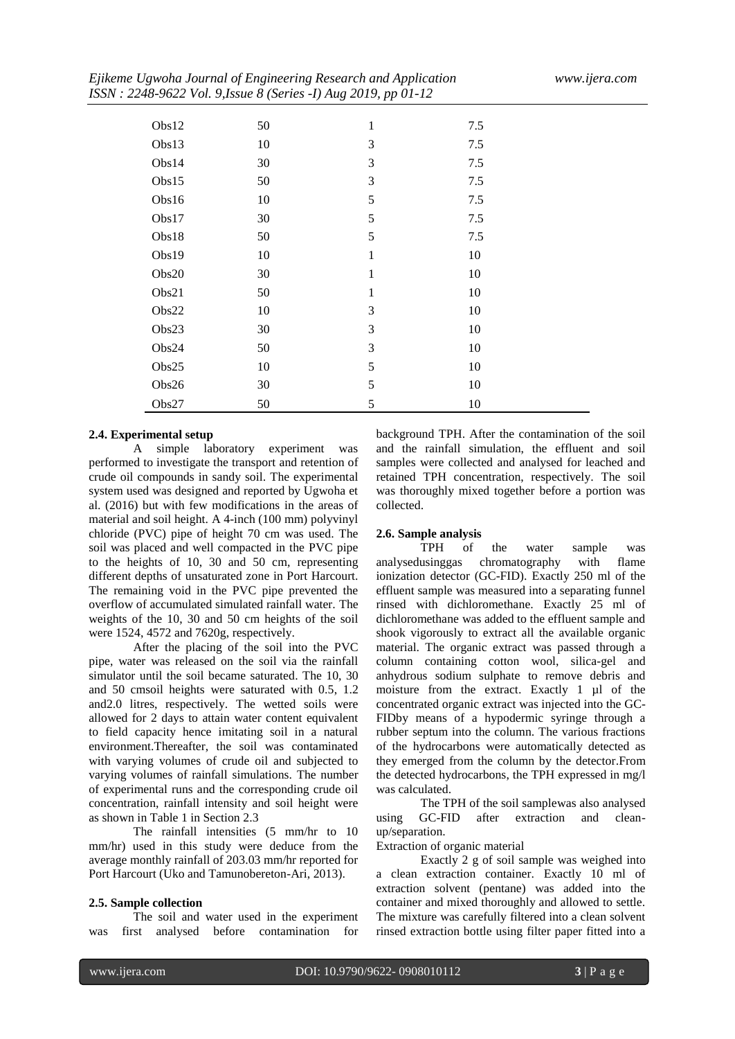| | | | |
|---|---|---|---|
| Obs12 | 50 | 1 | 7.5 |
| Obs13 | 10 | 3 | 7.5 |
| Obs14 | 30 | 3 | 7.5 |
| Obs15 | 50 | 3 | 7.5 |
| Obs16 | 10 | 5 | 7.5 |
| Obs17 | 30 | 5 | 7.5 |
| Obs18 | 50 | 5 | 7.5 |
| Obs19 | 10 | 1 | 10 |
| Obs20 | 30 | 1 | 10 |
| Obs21 | 50 | 1 | 10 |
| Obs22 | 10 | 3 | 10 |
| Obs23 | 30 | 3 | 10 |
| Obs24 | 50 | 3 | 10 |
| Obs25 | 10 | 5 | 10 |
| Obs26 | 30 | 5 | 10 |
| Obs27 | 50 | 5 | 10 |

### 2.4. Experimental setup

A simple laboratory experiment was performed to investigate the transport and retention of crude oil compounds in sandy soil. The experimental system used was designed and reported by Ugwoha et al. (2016) but with few modifications in the areas of material and soil height. A 4-inch (100 mm) polyvinyl chloride (PVC) pipe of height 70 cm was used. The soil was placed and well compacted in the PVC pipe to the heights of 10, 30 and 50 cm, representing different depths of unsaturated zone in Port Harcourt. The remaining void in the PVC pipe prevented the overflow of accumulated simulated rainfall water. The weights of the 10, 30 and 50 cm heights of the soil were 1524, 4572 and 7620g, respectively.

After the placing of the soil into the PVC pipe, water was released on the soil via the rainfall simulator until the soil became saturated. The 10, 30 and 50 cmsoil heights were saturated with 0.5, 1.2 and2.0 litres, respectively. The wetted soils were allowed for 2 days to attain water content equivalent to field capacity hence imitating soil in a natural environment.Thereafter, the soil was contaminated with varying volumes of crude oil and subjected to varying volumes of rainfall simulations. The number of experimental runs and the corresponding crude oil concentration, rainfall intensity and soil height were as shown in Table 1 in Section 2.3

The rainfall intensities (5 mm/hr to 10 mm/hr) used in this study were deduce from the average monthly rainfall of 203.03 mm/hr reported for Port Harcourt (Uko and Tamunobereton-Ari, 2013).

### 2.5. Sample collection

The soil and water used in the experiment was first analysed before contamination for background TPH. After the contamination of the soil and the rainfall simulation, the effluent and soil samples were collected and analysed for leached and retained TPH concentration, respectively. The soil was thoroughly mixed together before a portion was collected.

### 2.6. Sample analysis

TPH of the water sample was analysedusinggas chromatography with flame ionization detector (GC-FID). Exactly 250 ml of the effluent sample was measured into a separating funnel rinsed with dichloromethane. Exactly 25 ml of dichloromethane was added to the effluent sample and shook vigorously to extract all the available organic material. The organic extract was passed through a column containing cotton wool, silica-gel and anhydrous sodium sulphate to remove debris and moisture from the extract. Exactly 1 µl of the concentrated organic extract was injected into the GC-FIDby means of a hypodermic syringe through a rubber septum into the column. The various fractions of the hydrocarbons were automatically detected as they emerged from the column by the detector.From the detected hydrocarbons, the TPH expressed in mg/l was calculated.

The TPH of the soil samplewas also analysed using GC-FID after extraction and clean-up/separation.

Extraction of organic material

Exactly 2 g of soil sample was weighed into a clean extraction container. Exactly 10 ml of extraction solvent (pentane) was added into the container and mixed thoroughly and allowed to settle. The mixture was carefully filtered into a clean solvent rinsed extraction bottle using filter paper fitted into a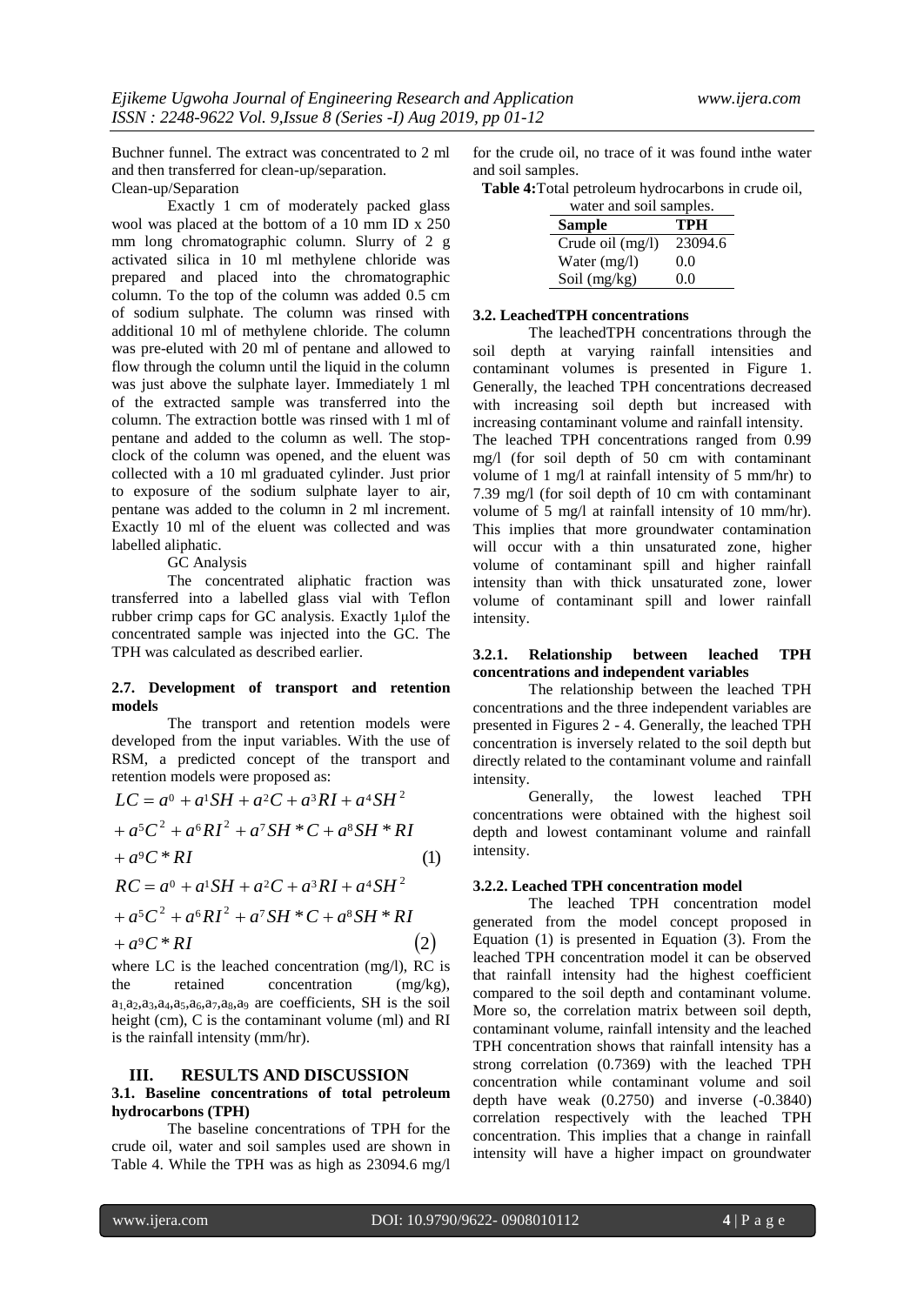Buchner funnel. The extract was concentrated to 2 ml and then transferred for clean-up/separation.

Clean-up/Separation

Exactly 1 cm of moderately packed glass wool was placed at the bottom of a 10 mm ID x 250 mm long chromatographic column. Slurry of 2 g activated silica in 10 ml methylene chloride was prepared and placed into the chromatographic column. To the top of the column was added 0.5 cm of sodium sulphate. The column was rinsed with additional 10 ml of methylene chloride. The column was pre-eluted with 20 ml of pentane and allowed to flow through the column until the liquid in the column was just above the sulphate layer. Immediately 1 ml of the extracted sample was transferred into the column. The extraction bottle was rinsed with 1 ml of pentane and added to the column as well. The stop-clock of the column was opened, and the eluent was collected with a 10 ml graduated cylinder. Just prior to exposure of the sodium sulphate layer to air, pentane was added to the column in 2 ml increment. Exactly 10 ml of the eluent was collected and was labelled aliphatic.

GC Analysis

The concentrated aliphatic fraction was transferred into a labelled glass vial with Teflon rubber crimp caps for GC analysis. Exactly 1μlof the concentrated sample was injected into the GC. The TPH was calculated as described earlier.

**2.7. Development of transport and retention models**

The transport and retention models were developed from the input variables. With the use of RSM, a predicted concept of the transport and retention models were proposed as:

$$LC = a^0 + a^1SH + a^2C + a^3RI + a^4SH^2 + a^5C^2 + a^6RI^2 + a^7SH * C + a^8SH * RI + a^9C * RI \quad (1)$$

$$RC = a^0 + a^1SH + a^2C + a^3RI + a^4SH^2 + a^5C^2 + a^6RI^2 + a^7SH * C + a^8SH * RI + a^9C * RI \quad (2)$$

where LC is the leached concentration (mg/l), RC is the retained concentration (mg/kg), $a_1, a_2, a_3, a_4, a_5, a_6, a_7, a_8, a_9$ are coefficients, SH is the soil height (cm), C is the contaminant volume (ml) and RI is the rainfall intensity (mm/hr).

## III. RESULTS AND DISCUSSION

**3.1. Baseline concentrations of total petroleum hydrocarbons (TPH)**

The baseline concentrations of TPH for the crude oil, water and soil samples used are shown in Table 4. While the TPH was as high as 23094.6 mg/l for the crude oil, no trace of it was found inthe water and soil samples.

**Table 4:** Total petroleum hydrocarbons in crude oil, water and soil samples.

| Sample | TPH |
|---|---|
| Crude oil (mg/l) | 23094.6 |
| Water (mg/l) | 0.0 |
| Soil (mg/kg) | 0.0 |

**3.2. LeachedTPH concentrations**

The leachedTPH concentrations through the soil depth at varying rainfall intensities and contaminant volumes is presented in Figure 1. Generally, the leached TPH concentrations decreased with increasing soil depth but increased with increasing contaminant volume and rainfall intensity. The leached TPH concentrations ranged from 0.99 mg/l (for soil depth of 50 cm with contaminant volume of 1 mg/l at rainfall intensity of 5 mm/hr) to 7.39 mg/l (for soil depth of 10 cm with contaminant volume of 5 mg/l at rainfall intensity of 10 mm/hr). This implies that more groundwater contamination will occur with a thin unsaturated zone, higher volume of contaminant spill and higher rainfall intensity than with thick unsaturated zone, lower volume of contaminant spill and lower rainfall intensity.

**3.2.1. Relationship between leached TPH concentrations and independent variables**

The relationship between the leached TPH concentrations and the three independent variables are presented in Figures 2 - 4. Generally, the leached TPH concentration is inversely related to the soil depth but directly related to the contaminant volume and rainfall intensity.

Generally, the lowest leached TPH concentrations were obtained with the highest soil depth and lowest contaminant volume and rainfall intensity.

**3.2.2. Leached TPH concentration model**

The leached TPH concentration model generated from the model concept proposed in Equation (1) is presented in Equation (3). From the leached TPH concentration model it can be observed that rainfall intensity had the highest coefficient compared to the soil depth and contaminant volume. More so, the correlation matrix between soil depth, contaminant volume, rainfall intensity and the leached TPH concentration shows that rainfall intensity has a strong correlation (0.7369) with the leached TPH concentration while contaminant volume and soil depth have weak (0.2750) and inverse (-0.3840) correlation respectively with the leached TPH concentration. This implies that a change in rainfall intensity will have a higher impact on groundwater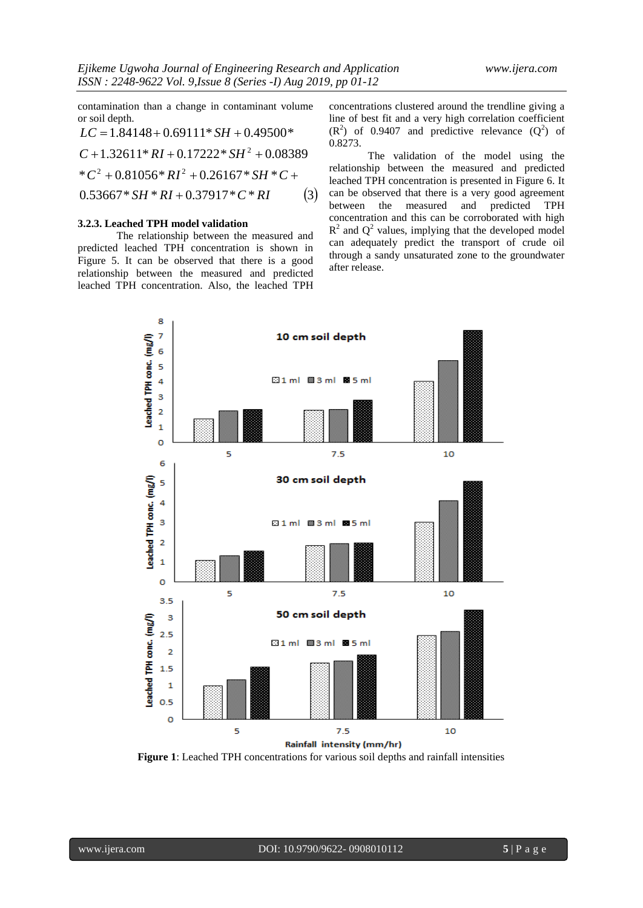contamination than a change in contaminant volume or soil depth.

$$LC = 1.84148 + 0.69111*SH + 0.49500*C + 1.32611*RI + 0.17222*SH^2 + 0.08389*C^2 + 0.81056*RI^2 + 0.26167*SH*C + 0.53667*SH*RI + 0.37917*C*RI \quad (3)$$

### 3.2.3. Leached TPH model validation

The relationship between the measured and predicted leached TPH concentration is shown in Figure 5. It can be observed that there is a good relationship between the measured and predicted leached TPH concentration. Also, the leached TPH concentrations clustered around the trendline giving a line of best fit and a very high correlation coefficient ($R^2$) of 0.9407 and predictive relevance ($Q^2$) of 0.8273.

The validation of the model using the relationship between the measured and predicted leached TPH concentration is presented in Figure 6. It can be observed that there is a very good agreement between the measured and predicted TPH concentration and this can be corroborated with high $R^2$ and $Q^2$ values, implying that the developed model can adequately predict the transport of crude oil through a sandy unsaturated zone to the groundwater after release.

**Figure 1**: Leached TPH concentrations for various soil depths and rainfall intensities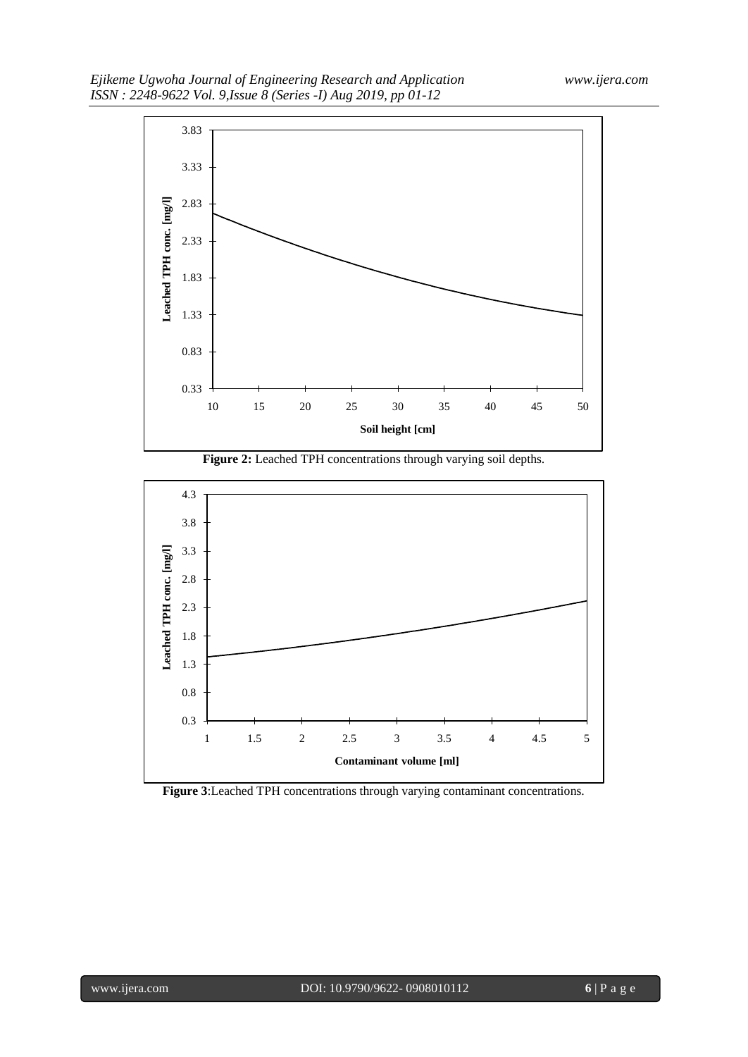**Figure 2:** Leached TPH concentrations through varying soil depths.

**Figure 3**:Leached TPH concentrations through varying contaminant concentrations.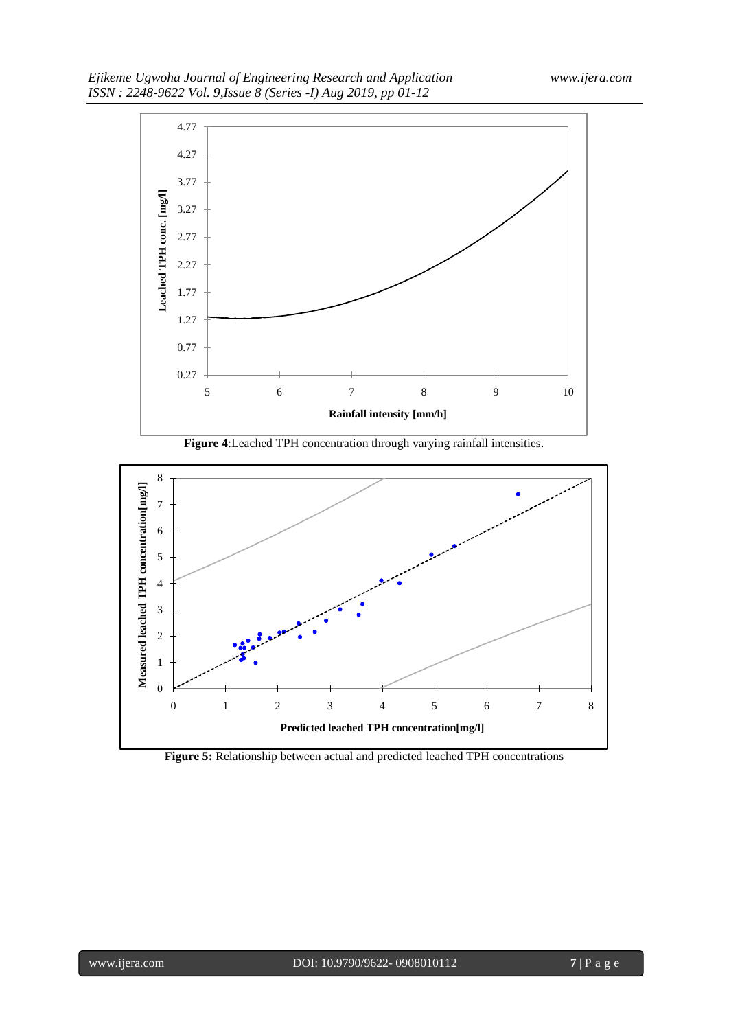**Figure 4**:Leached TPH concentration through varying rainfall intensities.

**Figure 5:** Relationship between actual and predicted leached TPH concentrations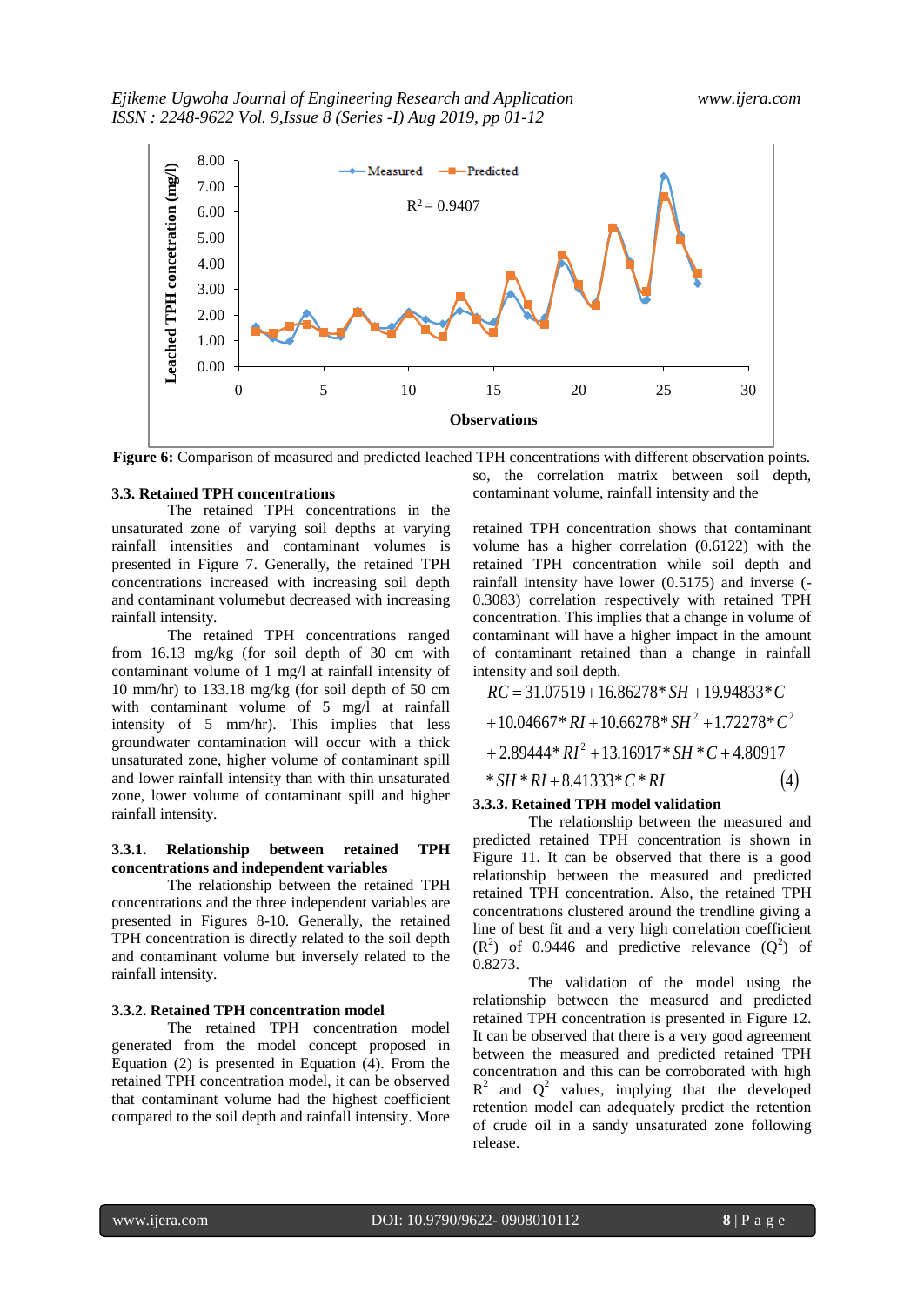**Figure 6:** Comparison of measured and predicted leached TPH concentrations with different observation points.

### 3.3. Retained TPH concentrations

The retained TPH concentrations in the unsaturated zone of varying soil depths at varying rainfall intensities and contaminant volumes is presented in Figure 7. Generally, the retained TPH concentrations increased with increasing soil depth and contaminant volumebut decreased with increasing rainfall intensity.

The retained TPH concentrations ranged from 16.13 mg/kg (for soil depth of 30 cm with contaminant volume of 1 mg/l at rainfall intensity of 10 mm/hr) to 133.18 mg/kg (for soil depth of 50 cm with contaminant volume of 5 mg/l at rainfall intensity of 5 mm/hr). This implies that less groundwater contamination will occur with a thick unsaturated zone, higher volume of contaminant spill and lower rainfall intensity than with thin unsaturated zone, lower volume of contaminant spill and higher rainfall intensity.

#### 3.3.1. Relationship between retained TPH concentrations and independent variables

The relationship between the retained TPH concentrations and the three independent variables are presented in Figures 8-10. Generally, the retained TPH concentration is directly related to the soil depth and contaminant volume but inversely related to the rainfall intensity.

#### 3.3.2. Retained TPH concentration model

The retained TPH concentration model generated from the model concept proposed in Equation (2) is presented in Equation (4). From the retained TPH concentration model, it can be observed that contaminant volume had the highest coefficient compared to the soil depth and rainfall intensity. More so, the correlation matrix between soil depth, contaminant volume, rainfall intensity and the retained TPH concentration shows that contaminant volume has a higher correlation (0.6122) with the retained TPH concentration while soil depth and rainfall intensity have lower (0.5175) and inverse (-0.3083) correlation respectively with retained TPH concentration. This implies that a change in volume of contaminant will have a higher impact in the amount of contaminant retained than a change in rainfall intensity and soil depth.

$$
\begin{aligned}
RC &= 31.07519 + 16.86278*SH + 19.94833*C \\
&+ 10.04667*RI + 10.66278*SH^2 + 1.72278*C^2 \\
&+ 2.89444*RI^2 + 13.16917*SH*C + 4.80917 \\
&*SH*RI + 8.41333*C*RI
\end{aligned} \tag{4}
$$

#### 3.3.3. Retained TPH model validation

The relationship between the measured and predicted retained TPH concentration is shown in Figure 11. It can be observed that there is a good relationship between the measured and predicted retained TPH concentration. Also, the retained TPH concentrations clustered around the trendline giving a line of best fit and a very high correlation coefficient ($R^2$) of 0.9446 and predictive relevance ($Q^2$) of 0.8273.

The validation of the model using the relationship between the measured and predicted retained TPH concentration is presented in Figure 12. It can be observed that there is a very good agreement between the measured and predicted retained TPH concentration and this can be corroborated with high $R^2$ and $Q^2$ values, implying that the developed retention model can adequately predict the retention of crude oil in a sandy unsaturated zone following release.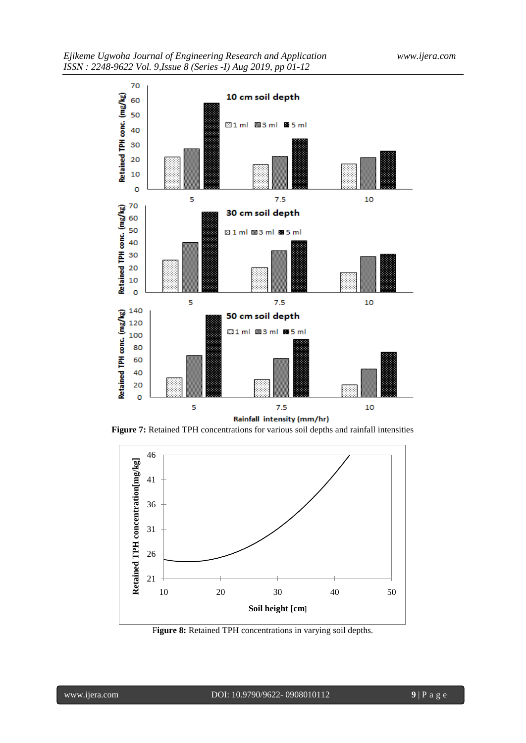**Figure 7:** Retained TPH concentrations for various soil depths and rainfall intensities

**Figure 8:** Retained TPH concentrations in varying soil depths.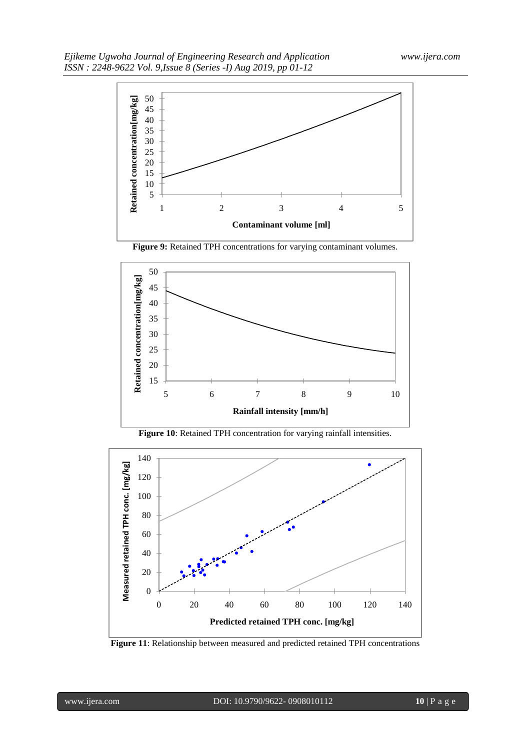**Figure 9:** Retained TPH concentrations for varying contaminant volumes.

**Figure 10**: Retained TPH concentration for varying rainfall intensities.

**Figure 11**: Relationship between measured and predicted retained TPH concentrations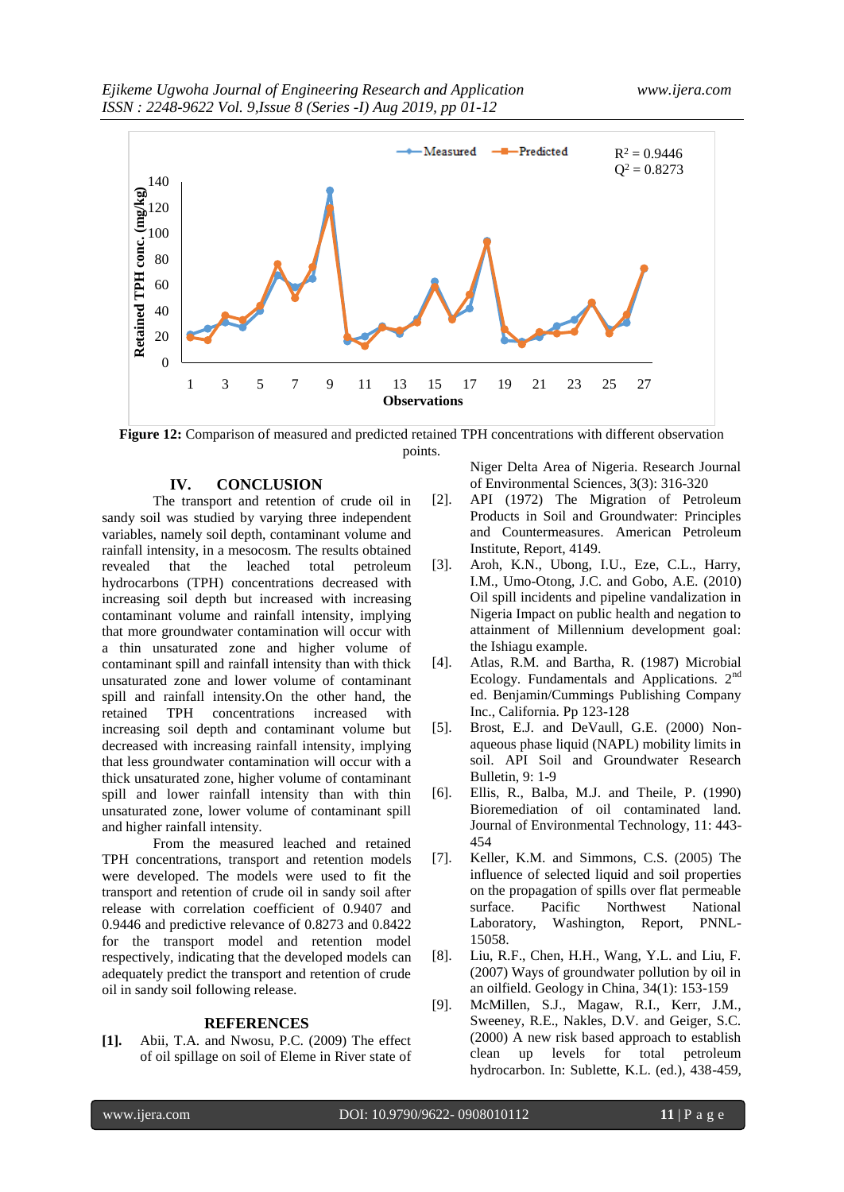Figure 12: Comparison of measured and predicted retained TPH concentrations with different observation points.

## IV. CONCLUSION

The transport and retention of crude oil in sandy soil was studied by varying three independent variables, namely soil depth, contaminant volume and rainfall intensity, in a mesocosm. The results obtained revealed that the leached total petroleum hydrocarbons (TPH) concentrations decreased with increasing soil depth but increased with increasing contaminant volume and rainfall intensity, implying that more groundwater contamination will occur with a thin unsaturated zone and higher volume of contaminant spill and rainfall intensity than with thick unsaturated zone and lower volume of contaminant spill and rainfall intensity.On the other hand, the retained TPH concentrations increased with increasing soil depth and contaminant volume but decreased with increasing rainfall intensity, implying that less groundwater contamination will occur with a thick unsaturated zone, higher volume of contaminant spill and lower rainfall intensity than with thin unsaturated zone, lower volume of contaminant spill and higher rainfall intensity.

From the measured leached and retained TPH concentrations, transport and retention models were developed. The models were used to fit the transport and retention of crude oil in sandy soil after release with correlation coefficient of 0.9407 and 0.9446 and predictive relevance of 0.8273 and 0.8422 for the transport model and retention model respectively, indicating that the developed models can adequately predict the transport and retention of crude oil in sandy soil following release.

## REFERENCES

**[1].** Abii, T.A. and Nwosu, P.C. (2009) The effect of oil spillage on soil of Eleme in River state of Niger Delta Area of Nigeria. Research Journal of Environmental Sciences, 3(3): 316-320

[2]. API (1972) The Migration of Petroleum Products in Soil and Groundwater: Principles and Countermeasures. American Petroleum Institute, Report, 4149.

[3]. Aroh, K.N., Ubong, I.U., Eze, C.L., Harry, I.M., Umo-Otong, J.C. and Gobo, A.E. (2010) Oil spill incidents and pipeline vandalization in Nigeria Impact on public health and negation to attainment of Millennium development goal: the Ishiagu example.

[4]. Atlas, R.M. and Bartha, R. (1987) Microbial Ecology. Fundamentals and Applications. 2nd ed. Benjamin/Cummings Publishing Company Inc., California. Pp 123-128

[5]. Brost, E.J. and DeVaull, G.E. (2000) Non-aqueous phase liquid (NAPL) mobility limits in soil. API Soil and Groundwater Research Bulletin, 9: 1-9

[6]. Ellis, R., Balba, M.J. and Theile, P. (1990) Bioremediation of oil contaminated land. Journal of Environmental Technology, 11: 443-454

[7]. Keller, K.M. and Simmons, C.S. (2005) The influence of selected liquid and soil properties on the propagation of spills over flat permeable surface. Pacific Northwest National Laboratory, Washington, Report, PNNL-15058.

[8]. Liu, R.F., Chen, H.H., Wang, Y.L. and Liu, F. (2007) Ways of groundwater pollution by oil in an oilfield. Geology in China, 34(1): 153-159

[9]. McMillen, S.J., Magaw, R.I., Kerr, J.M., Sweeney, R.E., Nakles, D.V. and Geiger, S.C. (2000) A new risk based approach to establish clean up levels for total petroleum hydrocarbon. In: Sublette, K.L. (ed.), 438-459,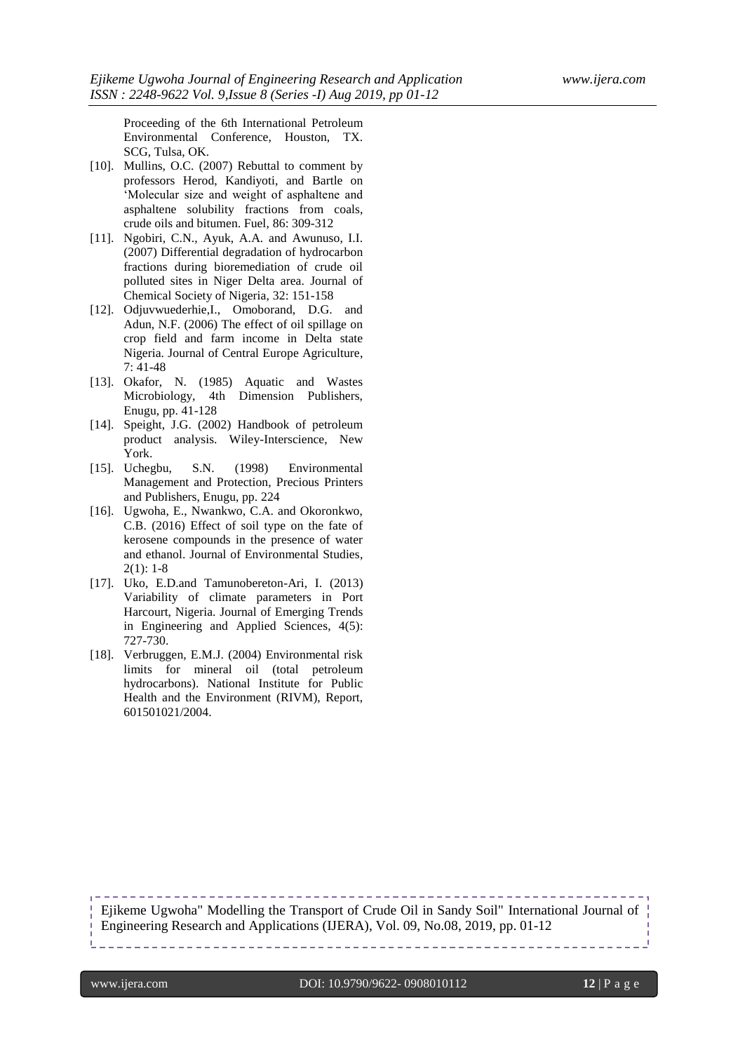Proceeding of the 6th International Petroleum Environmental Conference, Houston, TX. SCG, Tulsa, OK.

[10]. Mullins, O.C. (2007) Rebuttal to comment by professors Herod, Kandiyoti, and Bartle on 'Molecular size and weight of asphaltene and asphaltene solubility fractions from coals, crude oils and bitumen. Fuel, 86: 309-312

[11]. Ngobiri, C.N., Ayuk, A.A. and Awunuso, I.I. (2007) Differential degradation of hydrocarbon fractions during bioremediation of crude oil polluted sites in Niger Delta area. Journal of Chemical Society of Nigeria, 32: 151-158

[12]. Odjuvwuederhie,I., Omoborand, D.G. and Adun, N.F. (2006) The effect of oil spillage on crop field and farm income in Delta state Nigeria. Journal of Central Europe Agriculture, 7: 41-48

[13]. Okafor, N. (1985) Aquatic and Wastes Microbiology, 4th Dimension Publishers, Enugu, pp. 41-128

[14]. Speight, J.G. (2002) Handbook of petroleum product analysis. Wiley-Interscience, New York.

[15]. Uchegbu, S.N. (1998) Environmental Management and Protection, Precious Printers and Publishers, Enugu, pp. 224

[16]. Ugwoha, E., Nwankwo, C.A. and Okoronkwo, C.B. (2016) Effect of soil type on the fate of kerosene compounds in the presence of water and ethanol. Journal of Environmental Studies, 2(1): 1-8

[17]. Uko, E.D.and Tamunobereton-Ari, I. (2013) Variability of climate parameters in Port Harcourt, Nigeria. Journal of Emerging Trends in Engineering and Applied Sciences, 4(5): 727-730.

[18]. Verbruggen, E.M.J. (2004) Environmental risk limits for mineral oil (total petroleum hydrocarbons). National Institute for Public Health and the Environment (RIVM), Report, 601501021/2004.

Ejikeme Ugwoha" Modelling the Transport of Crude Oil in Sandy Soil" International Journal of Engineering Research and Applications (IJERA), Vol. 09, No.08, 2019, pp. 01-12